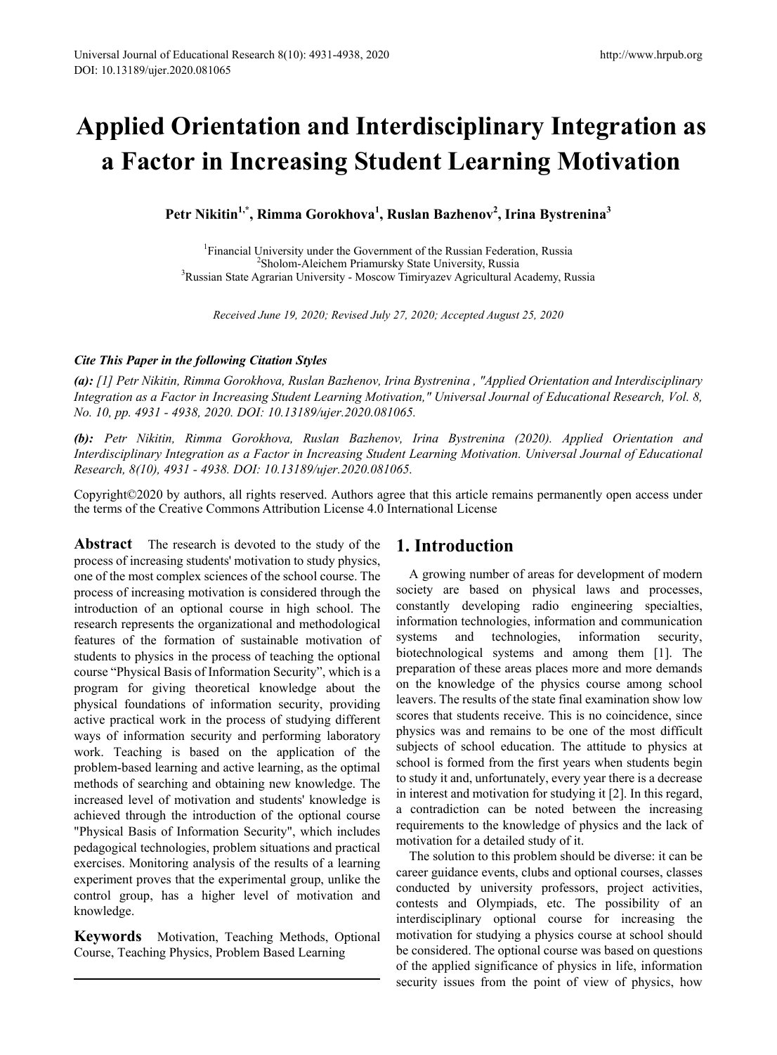# Applied Orientation and Interdisciplinary Integration as a Factor in Increasing Student Learning Motivation

**Petr Nikitin[1,*], Rimma Gorokhova[1], Ruslan Bazhenov[2], Irina Bystrenina[3]**

[1]Financial University under the Government of the Russian Federation, Russia
[2]Sholom-Aleichem Priamursky State University, Russia
[3]Russian State Agrarian University - Moscow Timiryazev Agricultural Academy, Russia

*Received June 19, 2020; Revised July 27, 2020; Accepted August 25, 2020*

### *Cite This Paper in the following Citation Styles*

***(a):*** *[1] Petr Nikitin, Rimma Gorokhova, Ruslan Bazhenov, Irina Bystrenina , "Applied Orientation and Interdisciplinary Integration as a Factor in Increasing Student Learning Motivation," Universal Journal of Educational Research, Vol. 8, No. 10, pp. 4931 - 4938, 2020. DOI: 10.13189/ujer.2020.081065.*

***(b):*** *Petr Nikitin, Rimma Gorokhova, Ruslan Bazhenov, Irina Bystrenina (2020). Applied Orientation and Interdisciplinary Integration as a Factor in Increasing Student Learning Motivation. Universal Journal of Educational Research, 8(10), 4931 - 4938. DOI: 10.13189/ujer.2020.081065.*

Copyright©2020 by authors, all rights reserved. Authors agree that this article remains permanently open access under the terms of the Creative Commons Attribution License 4.0 International License

**Abstract** The research is devoted to the study of the process of increasing students' motivation to study physics, one of the most complex sciences of the school course. The process of increasing motivation is considered through the introduction of an optional course in high school. The research represents the organizational and methodological features of the formation of sustainable motivation of students to physics in the process of teaching the optional course "Physical Basis of Information Security", which is a program for giving theoretical knowledge about the physical foundations of information security, providing active practical work in the process of studying different ways of information security and performing laboratory work. Teaching is based on the application of the problem-based learning and active learning, as the optimal methods of searching and obtaining new knowledge. The increased level of motivation and students' knowledge is achieved through the introduction of the optional course "Physical Basis of Information Security", which includes pedagogical technologies, problem situations and practical exercises. Monitoring analysis of the results of a learning experiment proves that the experimental group, unlike the control group, has a higher level of motivation and knowledge.

**Keywords** Motivation, Teaching Methods, Optional Course, Teaching Physics, Problem Based Learning

## 1. Introduction

A growing number of areas for development of modern society are based on physical laws and processes, constantly developing radio engineering specialties, information technologies, information and communication systems and technologies, information security, biotechnological systems and among them [1]. The preparation of these areas places more and more demands on the knowledge of the physics course among school leavers. The results of the state final examination show low scores that students receive. This is no coincidence, since physics was and remains to be one of the most difficult subjects of school education. The attitude to physics at school is formed from the first years when students begin to study it and, unfortunately, every year there is a decrease in interest and motivation for studying it [2]. In this regard, a contradiction can be noted between the increasing requirements to the knowledge of physics and the lack of motivation for a detailed study of it.

The solution to this problem should be diverse: it can be career guidance events, clubs and optional courses, classes conducted by university professors, project activities, contests and Olympiads, etc. The possibility of an interdisciplinary optional course for increasing the motivation for studying a physics course at school should be considered. The optional course was based on questions of the applied significance of physics in life, information security issues from the point of view of physics, how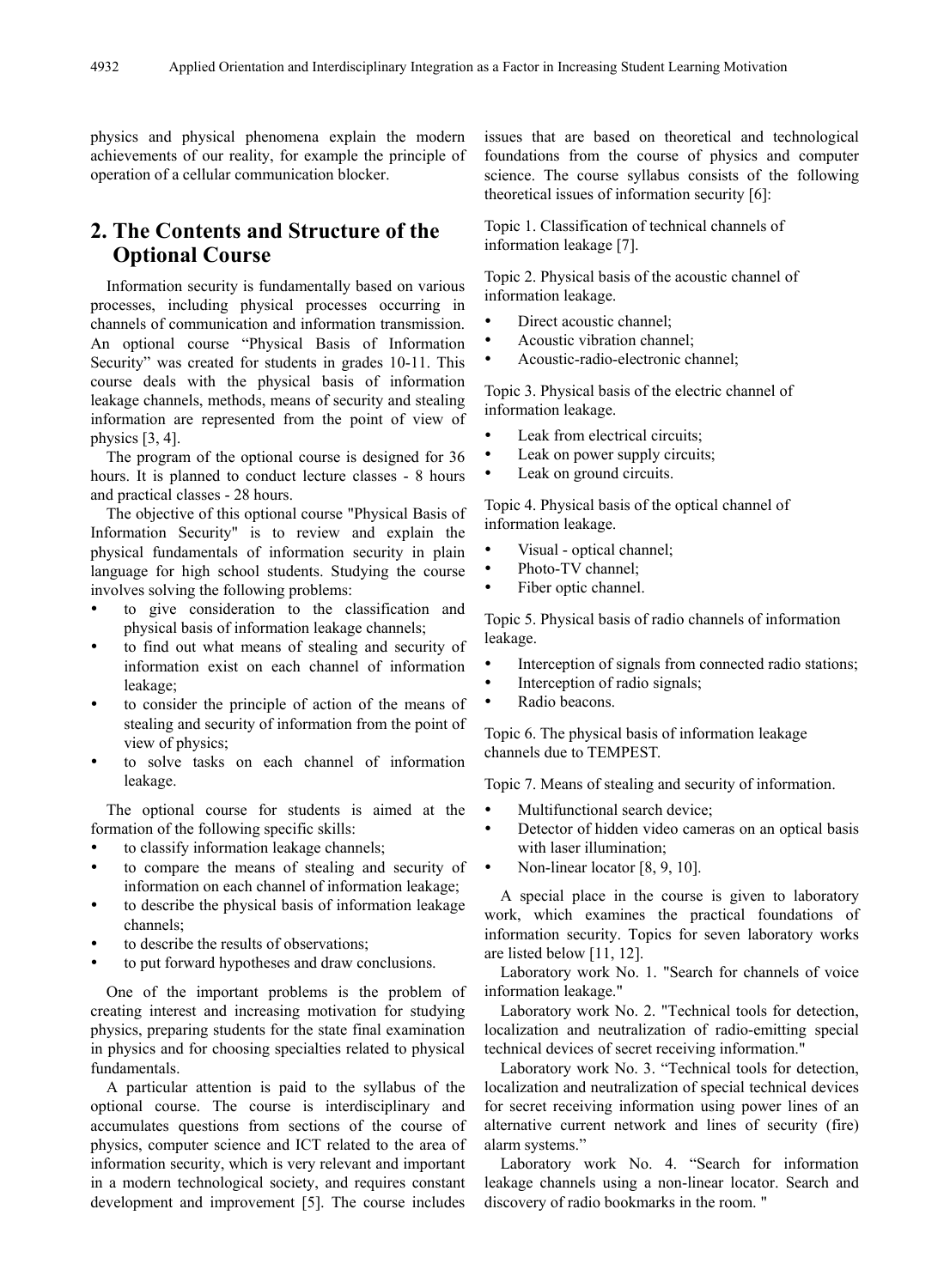physics and physical phenomena explain the modern achievements of our reality, for example the principle of operation of a cellular communication blocker.

## 2. The Contents and Structure of the Optional Course

Information security is fundamentally based on various processes, including physical processes occurring in channels of communication and information transmission. An optional course "Physical Basis of Information Security" was created for students in grades 10-11. This course deals with the physical basis of information leakage channels, methods, means of security and stealing information are represented from the point of view of physics [3, 4].

The program of the optional course is designed for 36 hours. It is planned to conduct lecture classes - 8 hours and practical classes - 28 hours.

The objective of this optional course "Physical Basis of Information Security" is to review and explain the physical fundamentals of information security in plain language for high school students. Studying the course involves solving the following problems:

- to give consideration to the classification and physical basis of information leakage channels;
- to find out what means of stealing and security of information exist on each channel of information leakage;
- to consider the principle of action of the means of stealing and security of information from the point of view of physics;
- to solve tasks on each channel of information leakage.

The optional course for students is aimed at the formation of the following specific skills:

- to classify information leakage channels;
- to compare the means of stealing and security of information on each channel of information leakage;
- to describe the physical basis of information leakage channels;
- to describe the results of observations;
- to put forward hypotheses and draw conclusions.

One of the important problems is the problem of creating interest and increasing motivation for studying physics, preparing students for the state final examination in physics and for choosing specialties related to physical fundamentals.

A particular attention is paid to the syllabus of the optional course. The course is interdisciplinary and accumulates questions from sections of the course of physics, computer science and ICT related to the area of information security, which is very relevant and important in a modern technological society, and requires constant development and improvement [5]. The course includes issues that are based on theoretical and technological foundations from the course of physics and computer science. The course syllabus consists of the following theoretical issues of information security [6]:

Topic 1. Classification of technical channels of information leakage [7].

Topic 2. Physical basis of the acoustic channel of information leakage.

- Direct acoustic channel;
- Acoustic vibration channel;
- Acoustic-radio-electronic channel;

Topic 3. Physical basis of the electric channel of information leakage.

- Leak from electrical circuits;
- Leak on power supply circuits;
- Leak on ground circuits.

Topic 4. Physical basis of the optical channel of information leakage.

- Visual - optical channel;
- Photo-TV channel;
- Fiber optic channel.

Topic 5. Physical basis of radio channels of information leakage.

- Interception of signals from connected radio stations;
- Interception of radio signals;
- Radio beacons.

Topic 6. The physical basis of information leakage channels due to TEMPEST.

Topic 7. Means of stealing and security of information.

- Multifunctional search device;
- Detector of hidden video cameras on an optical basis with laser illumination;
- Non-linear locator [8, 9, 10].

A special place in the course is given to laboratory work, which examines the practical foundations of information security. Topics for seven laboratory works are listed below [11, 12].

Laboratory work No. 1. "Search for channels of voice information leakage."

Laboratory work No. 2. "Technical tools for detection, localization and neutralization of radio-emitting special technical devices of secret receiving information."

Laboratory work No. 3. "Technical tools for detection, localization and neutralization of special technical devices for secret receiving information using power lines of an alternative current network and lines of security (fire) alarm systems."

Laboratory work No. 4. "Search for information leakage channels using a non-linear locator. Search and discovery of radio bookmarks in the room. "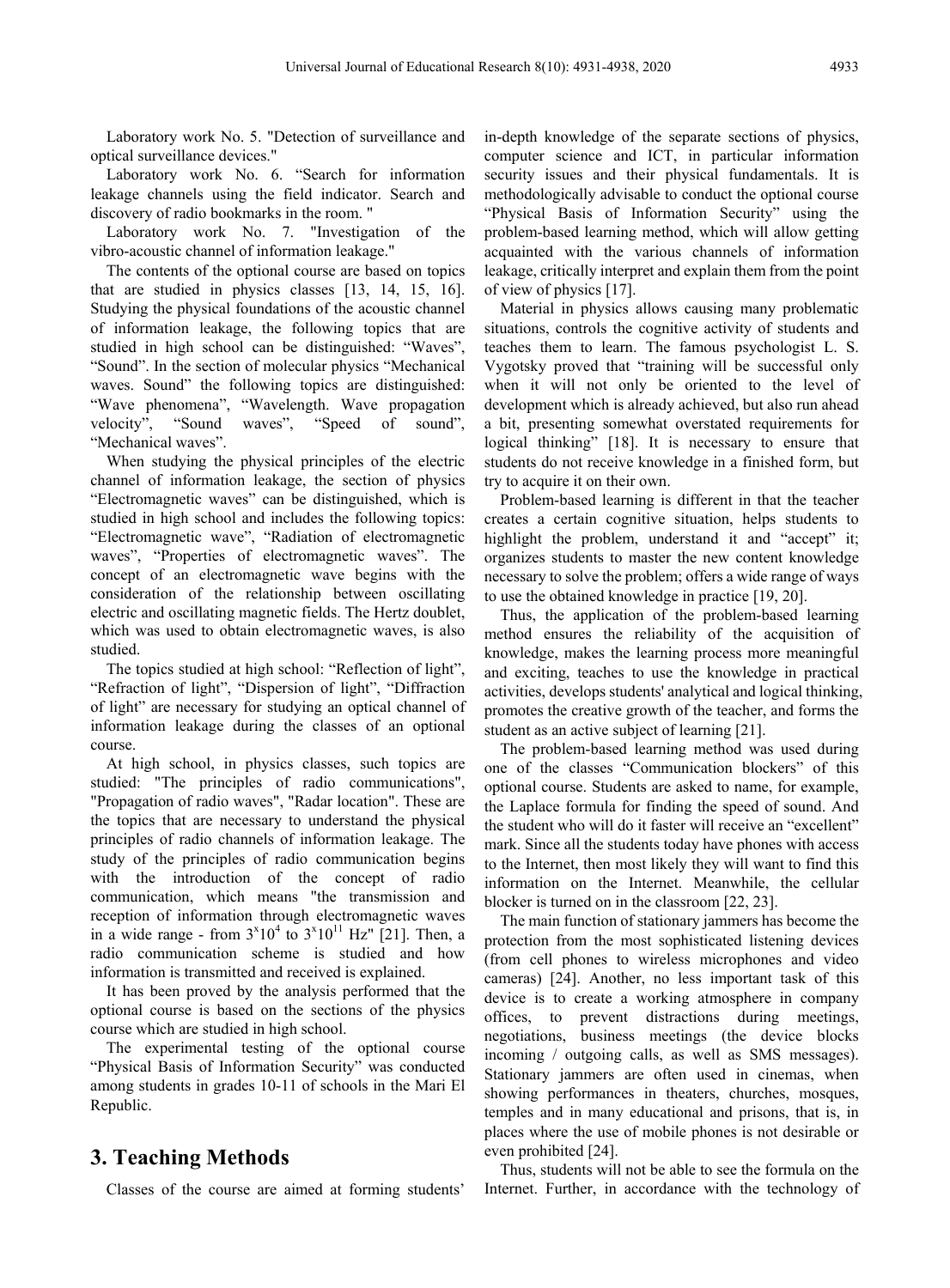Laboratory work No. 5. "Detection of surveillance and optical surveillance devices."

Laboratory work No. 6. “Search for information leakage channels using the field indicator. Search and discovery of radio bookmarks in the room. "

Laboratory work No. 7. "Investigation of the vibro-acoustic channel of information leakage."

The contents of the optional course are based on topics that are studied in physics classes [13, 14, 15, 16]. Studying the physical foundations of the acoustic channel of information leakage, the following topics that are studied in high school can be distinguished: “Waves”, “Sound”. In the section of molecular physics “Mechanical waves. Sound” the following topics are distinguished: “Wave phenomena”, “Wavelength. Wave propagation velocity”, “Sound waves”, “Speed of sound”, “Mechanical waves”.

When studying the physical principles of the electric channel of information leakage, the section of physics “Electromagnetic waves” can be distinguished, which is studied in high school and includes the following topics: “Electromagnetic wave”, “Radiation of electromagnetic waves”, “Properties of electromagnetic waves”. The concept of an electromagnetic wave begins with the consideration of the relationship between oscillating electric and oscillating magnetic fields. The Hertz doublet, which was used to obtain electromagnetic waves, is also studied.

The topics studied at high school: “Reflection of light”, “Refraction of light”, “Dispersion of light”, “Diffraction of light” are necessary for studying an optical channel of information leakage during the classes of an optional course.

At high school, in physics classes, such topics are studied: "The principles of radio communications", "Propagation of radio waves", "Radar location". These are the topics that are necessary to understand the physical principles of radio channels of information leakage. The study of the principles of radio communication begins with the introduction of the concept of radio communication, which means "the transmission and reception of information through electromagnetic waves in a wide range - from $3^x10^4$ to $3^x10^{11}$ Hz" [21]. Then, a radio communication scheme is studied and how information is transmitted and received is explained.

It has been proved by the analysis performed that the optional course is based on the sections of the physics course which are studied in high school.

The experimental testing of the optional course “Physical Basis of Information Security” was conducted among students in grades 10-11 of schools in the Mari El Republic.

## 3. Teaching Methods

Classes of the course are aimed at forming students' in-depth knowledge of the separate sections of physics, computer science and ICT, in particular information security issues and their physical fundamentals. It is methodologically advisable to conduct the optional course “Physical Basis of Information Security” using the problem-based learning method, which will allow getting acquainted with the various channels of information leakage, critically interpret and explain them from the point of view of physics [17].

Material in physics allows causing many problematic situations, controls the cognitive activity of students and teaches them to learn. The famous psychologist L. S. Vygotsky proved that “training will be successful only when it will not only be oriented to the level of development which is already achieved, but also run ahead a bit, presenting somewhat overstated requirements for logical thinking” [18]. It is necessary to ensure that students do not receive knowledge in a finished form, but try to acquire it on their own.

Problem-based learning is different in that the teacher creates a certain cognitive situation, helps students to highlight the problem, understand it and “accept” it; organizes students to master the new content knowledge necessary to solve the problem; offers a wide range of ways to use the obtained knowledge in practice [19, 20].

Thus, the application of the problem-based learning method ensures the reliability of the acquisition of knowledge, makes the learning process more meaningful and exciting, teaches to use the knowledge in practical activities, develops students' analytical and logical thinking, promotes the creative growth of the teacher, and forms the student as an active subject of learning [21].

The problem-based learning method was used during one of the classes “Communication blockers” of this optional course. Students are asked to name, for example, the Laplace formula for finding the speed of sound. And the student who will do it faster will receive an “excellent” mark. Since all the students today have phones with access to the Internet, then most likely they will want to find this information on the Internet. Meanwhile, the cellular blocker is turned on in the classroom [22, 23].

The main function of stationary jammers has become the protection from the most sophisticated listening devices (from cell phones to wireless microphones and video cameras) [24]. Another, no less important task of this device is to create a working atmosphere in company offices, to prevent distractions during meetings, negotiations, business meetings (the device blocks incoming / outgoing calls, as well as SMS messages). Stationary jammers are often used in cinemas, when showing performances in theaters, churches, mosques, temples and in many educational and prisons, that is, in places where the use of mobile phones is not desirable or even prohibited [24].

Thus, students will not be able to see the formula on the Internet. Further, in accordance with the technology of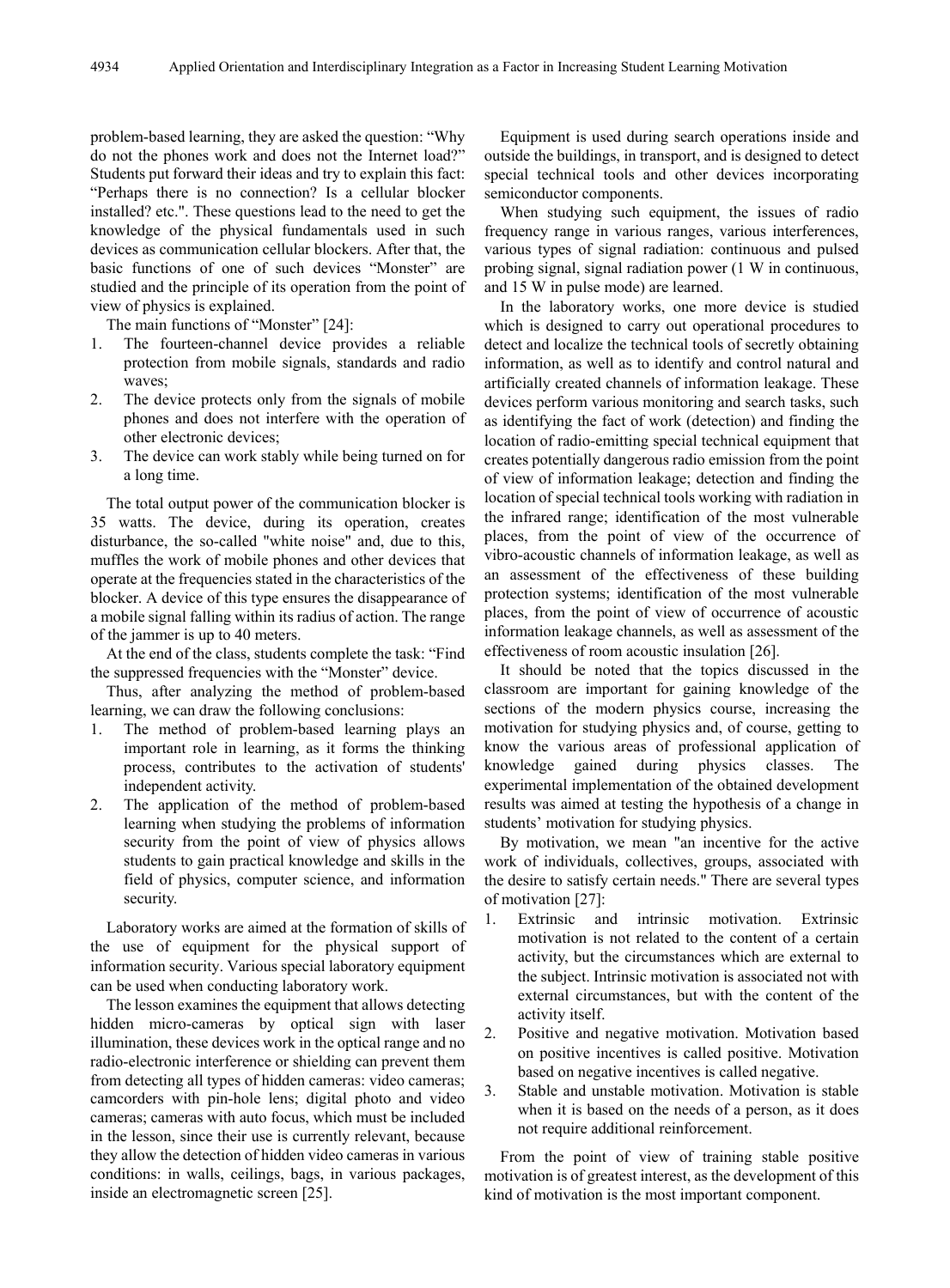problem-based learning, they are asked the question: "Why do not the phones work and does not the Internet load?" Students put forward their ideas and try to explain this fact: "Perhaps there is no connection? Is a cellular blocker installed? etc.". These questions lead to the need to get the knowledge of the physical fundamentals used in such devices as communication cellular blockers. After that, the basic functions of one of such devices "Monster" are studied and the principle of its operation from the point of view of physics is explained.

The main functions of "Monster" [24]:

1. The fourteen-channel device provides a reliable protection from mobile signals, standards and radio waves;
2. The device protects only from the signals of mobile phones and does not interfere with the operation of other electronic devices;
3. The device can work stably while being turned on for a long time.

The total output power of the communication blocker is 35 watts. The device, during its operation, creates disturbance, the so-called "white noise" and, due to this, muffles the work of mobile phones and other devices that operate at the frequencies stated in the characteristics of the blocker. A device of this type ensures the disappearance of a mobile signal falling within its radius of action. The range of the jammer is up to 40 meters.

At the end of the class, students complete the task: "Find the suppressed frequencies with the "Monster" device.

Thus, after analyzing the method of problem-based learning, we can draw the following conclusions:

1. The method of problem-based learning plays an important role in learning, as it forms the thinking process, contributes to the activation of students' independent activity.
2. The application of the method of problem-based learning when studying the problems of information security from the point of view of physics allows students to gain practical knowledge and skills in the field of physics, computer science, and information security.

Laboratory works are aimed at the formation of skills of the use of equipment for the physical support of information security. Various special laboratory equipment can be used when conducting laboratory work.

The lesson examines the equipment that allows detecting hidden micro-cameras by optical sign with laser illumination, these devices work in the optical range and no radio-electronic interference or shielding can prevent them from detecting all types of hidden cameras: video cameras; camcorders with pin-hole lens; digital photo and video cameras; cameras with auto focus, which must be included in the lesson, since their use is currently relevant, because they allow the detection of hidden video cameras in various conditions: in walls, ceilings, bags, in various packages, inside an electromagnetic screen [25].

Equipment is used during search operations inside and outside the buildings, in transport, and is designed to detect special technical tools and other devices incorporating semiconductor components.

When studying such equipment, the issues of radio frequency range in various ranges, various interferences, various types of signal radiation: continuous and pulsed probing signal, signal radiation power (1 W in continuous, and 15 W in pulse mode) are learned.

In the laboratory works, one more device is studied which is designed to carry out operational procedures to detect and localize the technical tools of secretly obtaining information, as well as to identify and control natural and artificially created channels of information leakage. These devices perform various monitoring and search tasks, such as identifying the fact of work (detection) and finding the location of radio-emitting special technical equipment that creates potentially dangerous radio emission from the point of view of information leakage; detection and finding the location of special technical tools working with radiation in the infrared range; identification of the most vulnerable places, from the point of view of the occurrence of vibro-acoustic channels of information leakage, as well as an assessment of the effectiveness of these building protection systems; identification of the most vulnerable places, from the point of view of occurrence of acoustic information leakage channels, as well as assessment of the effectiveness of room acoustic insulation [26].

It should be noted that the topics discussed in the classroom are important for gaining knowledge of the sections of the modern physics course, increasing the motivation for studying physics and, of course, getting to know the various areas of professional application of knowledge gained during physics classes. The experimental implementation of the obtained development results was aimed at testing the hypothesis of a change in students' motivation for studying physics.

By motivation, we mean "an incentive for the active work of individuals, collectives, groups, associated with the desire to satisfy certain needs." There are several types of motivation [27]:

1. Extrinsic and intrinsic motivation. Extrinsic motivation is not related to the content of a certain activity, but the circumstances which are external to the subject. Intrinsic motivation is associated not with external circumstances, but with the content of the activity itself.
2. Positive and negative motivation. Motivation based on positive incentives is called positive. Motivation based on negative incentives is called negative.
3. Stable and unstable motivation. Motivation is stable when it is based on the needs of a person, as it does not require additional reinforcement.

From the point of view of training stable positive motivation is of greatest interest, as the development of this kind of motivation is the most important component.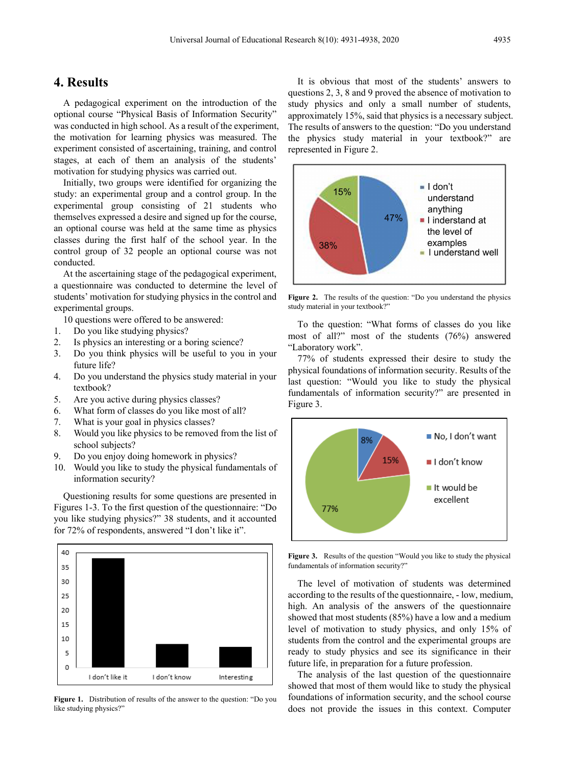## 4. Results

A pedagogical experiment on the introduction of the optional course "Physical Basis of Information Security" was conducted in high school. As a result of the experiment, the motivation for learning physics was measured. The experiment consisted of ascertaining, training, and control stages, at each of them an analysis of the students' motivation for studying physics was carried out.

Initially, two groups were identified for organizing the study: an experimental group and a control group. In the experimental group consisting of 21 students who themselves expressed a desire and signed up for the course, an optional course was held at the same time as physics classes during the first half of the school year. In the control group of 32 people an optional course was not conducted.

At the ascertaining stage of the pedagogical experiment, a questionnaire was conducted to determine the level of students' motivation for studying physics in the control and experimental groups.

10 questions were offered to be answered:

1. Do you like studying physics?
2. Is physics an interesting or a boring science?
3. Do you think physics will be useful to you in your future life?
4. Do you understand the physics study material in your textbook?
5. Are you active during physics classes?
6. What form of classes do you like most of all?
7. What is your goal in physics classes?
8. Would you like physics to be removed from the list of school subjects?
9. Do you enjoy doing homework in physics?
10. Would you like to study the physical fundamentals of information security?

Questioning results for some questions are presented in Figures 1-3. To the first question of the questionnaire: "Do you like studying physics?" 38 students, and it accounted for 72% of respondents, answered "I don't like it".

**Figure 1.** Distribution of results of the answer to the question: "Do you like studying physics?"

It is obvious that most of the students' answers to questions 2, 3, 8 and 9 proved the absence of motivation to study physics and only a small number of students, approximately 15%, said that physics is a necessary subject. The results of answers to the question: "Do you understand the physics study material in your textbook?" are represented in Figure 2.

**Figure 2.** The results of the question: "Do you understand the physics study material in your textbook?"

To the question: "What forms of classes do you like most of all?" most of the students (76%) answered "Laboratory work".

77% of students expressed their desire to study the physical foundations of information security. Results of the last question: "Would you like to study the physical fundamentals of information security?" are presented in Figure 3.

**Figure 3.** Results of the question "Would you like to study the physical fundamentals of information security?"

The level of motivation of students was determined according to the results of the questionnaire, - low, medium, high. An analysis of the answers of the questionnaire showed that most students (85%) have a low and a medium level of motivation to study physics, and only 15% of students from the control and the experimental groups are ready to study physics and see its significance in their future life, in preparation for a future profession.

The analysis of the last question of the questionnaire showed that most of them would like to study the physical foundations of information security, and the school course does not provide the issues in this context. Computer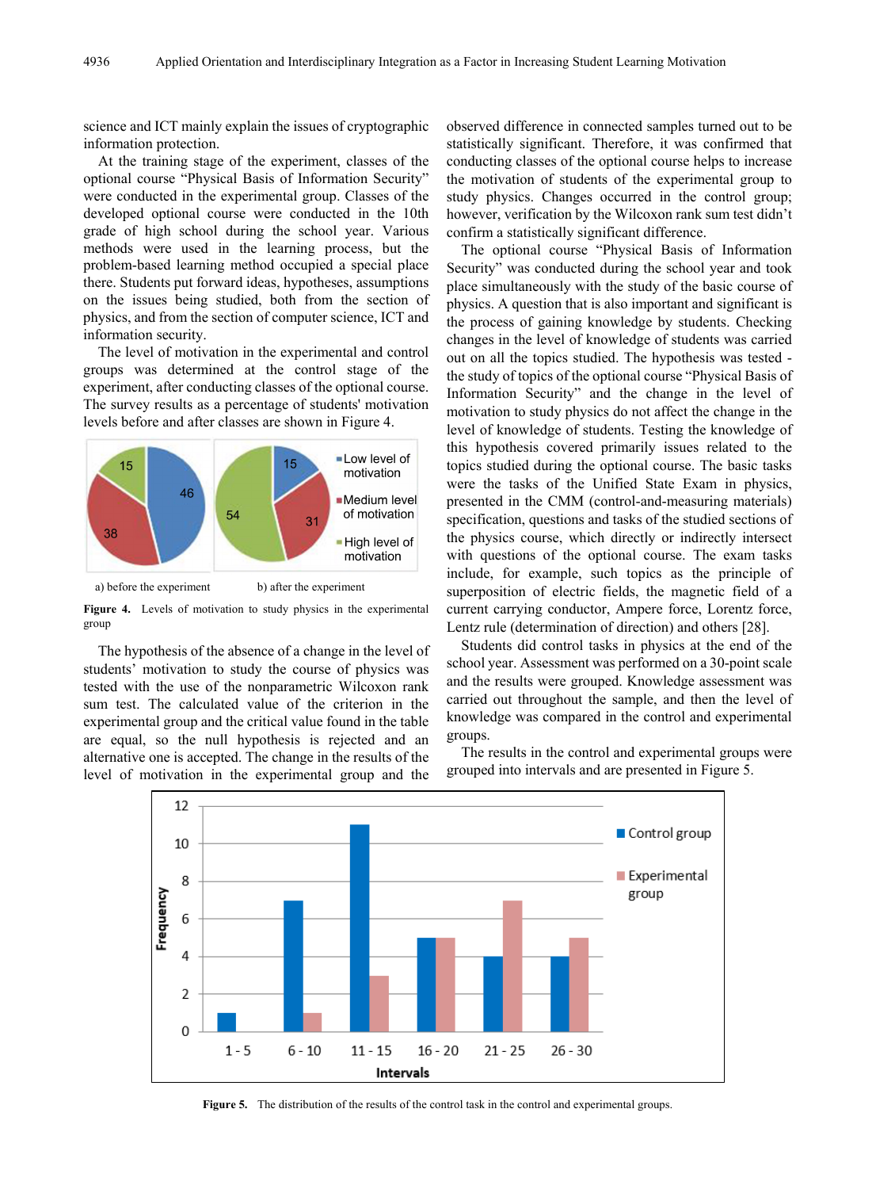science and ICT mainly explain the issues of cryptographic information protection.

At the training stage of the experiment, classes of the optional course "Physical Basis of Information Security" were conducted in the experimental group. Classes of the developed optional course were conducted in the 10th grade of high school during the school year. Various methods were used in the learning process, but the problem-based learning method occupied a special place there. Students put forward ideas, hypotheses, assumptions on the issues being studied, both from the section of physics, and from the section of computer science, ICT and information security.

The level of motivation in the experimental and control groups was determined at the control stage of the experiment, after conducting classes of the optional course. The survey results as a percentage of students' motivation levels before and after classes are shown in Figure 4.

a) before the experiment b) after the experiment

**Figure 4.** Levels of motivation to study physics in the experimental group

The hypothesis of the absence of a change in the level of students' motivation to study the course of physics was tested with the use of the nonparametric Wilcoxon rank sum test. The calculated value of the criterion in the experimental group and the critical value found in the table are equal, so the null hypothesis is rejected and an alternative one is accepted. The change in the results of the level of motivation in the experimental group and the observed difference in connected samples turned out to be statistically significant. Therefore, it was confirmed that conducting classes of the optional course helps to increase the motivation of students of the experimental group to study physics. Changes occurred in the control group; however, verification by the Wilcoxon rank sum test didn't confirm a statistically significant difference.

The optional course "Physical Basis of Information Security" was conducted during the school year and took place simultaneously with the study of the basic course of physics. A question that is also important and significant is the process of gaining knowledge by students. Checking changes in the level of knowledge of students was carried out on all the topics studied. The hypothesis was tested - the study of topics of the optional course "Physical Basis of Information Security" and the change in the level of motivation to study physics do not affect the change in the level of knowledge of students. Testing the knowledge of this hypothesis covered primarily issues related to the topics studied during the optional course. The basic tasks were the tasks of the Unified State Exam in physics, presented in the CMM (control-and-measuring materials) specification, questions and tasks of the studied sections of the physics course, which directly or indirectly intersect with questions of the optional course. The exam tasks include, for example, such topics as the principle of superposition of electric fields, the magnetic field of a current carrying conductor, Ampere force, Lorentz force, Lentz rule (determination of direction) and others [28].

Students did control tasks in physics at the end of the school year. Assessment was performed on a 30-point scale and the results were grouped. Knowledge assessment was carried out throughout the sample, and then the level of knowledge was compared in the control and experimental groups.

The results in the control and experimental groups were grouped into intervals and are presented in Figure 5.

**Figure 5.** The distribution of the results of the control task in the control and experimental groups.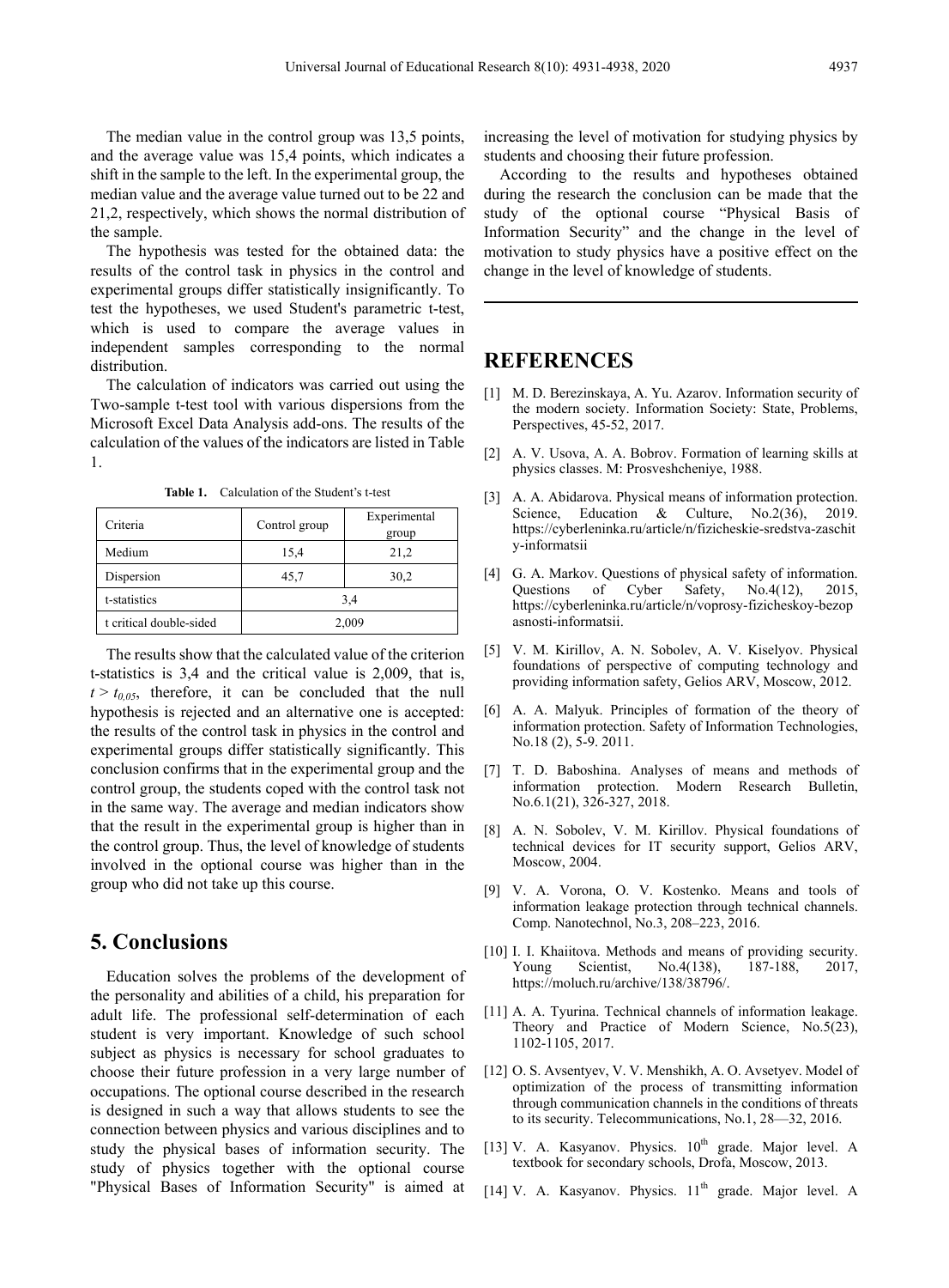The median value in the control group was 13,5 points, and the average value was 15,4 points, which indicates a shift in the sample to the left. In the experimental group, the median value and the average value turned out to be 22 and 21,2, respectively, which shows the normal distribution of the sample.

The hypothesis was tested for the obtained data: the results of the control task in physics in the control and experimental groups differ statistically insignificantly. To test the hypotheses, we used Student's parametric t-test, which is used to compare the average values in independent samples corresponding to the normal distribution.

The calculation of indicators was carried out using the Two-sample t-test tool with various dispersions from the Microsoft Excel Data Analysis add-ons. The results of the calculation of the values of the indicators are listed in Table 1.

**Table 1.** Calculation of the Student's t-test

| Criteria | Control group | Experimental group |
|---|---|---|
| Medium | 15,4 | 21,2 |
| Dispersion | 45,7 | 30,2 |
| t-statistics | 3,4 | |
| t critical double-sided | 2,009 | |

The results show that the calculated value of the criterion t-statistics is 3,4 and the critical value is 2,009, that is, $t > t_{0,05}$, therefore, it can be concluded that the null hypothesis is rejected and an alternative one is accepted: the results of the control task in physics in the control and experimental groups differ statistically significantly. This conclusion confirms that in the experimental group and the control group, the students coped with the control task not in the same way. The average and median indicators show that the result in the experimental group is higher than in the control group. Thus, the level of knowledge of students involved in the optional course was higher than in the group who did not take up this course.

## 5. Conclusions

Education solves the problems of the development of the personality and abilities of a child, his preparation for adult life. The professional self-determination of each student is very important. Knowledge of such school subject as physics is necessary for school graduates to choose their future profession in a very large number of occupations. The optional course described in the research is designed in such a way that allows students to see the connection between physics and various disciplines and to study the physical bases of information security. The study of physics together with the optional course "Physical Bases of Information Security" is aimed at increasing the level of motivation for studying physics by students and choosing their future profession.

According to the results and hypotheses obtained during the research the conclusion can be made that the study of the optional course "Physical Basis of Information Security" and the change in the level of motivation to study physics have a positive effect on the change in the level of knowledge of students.

## REFERENCES

[1] M. D. Berezinskaya, A. Yu. Azarov. Information security of the modern society. Information Society: State, Problems, Perspectives, 45-52, 2017.

[2] A. V. Usova, A. A. Bobrov. Formation of learning skills at physics classes. M: Prosveshcheniye, 1988.

[3] A. A. Abidarova. Physical means of information protection. Science, Education & Culture, No.2(36), 2019. https://cyberleninka.ru/article/n/fizicheskie-sredstva-zaschity-informatsii

[4] G. A. Markov. Questions of physical safety of information. Questions of Cyber Safety, No.4(12), 2015, https://cyberleninka.ru/article/n/voprosy-fizicheskoy-bezopasnosti-informatsii.

[5] V. M. Kirillov, A. N. Sobolev, A. V. Kiselyov. Physical foundations of perspective of computing technology and providing information safety, Gelios ARV, Moscow, 2012.

[6] A. A. Malyuk. Principles of formation of the theory of information protection. Safety of Information Technologies, No.18 (2), 5-9. 2011.

[7] T. D. Baboshina. Analyses of means and methods of information protection. Modern Research Bulletin, No.6.1(21), 326-327, 2018.

[8] A. N. Sobolev, V. M. Kirillov. Physical foundations of technical devices for IT security support, Gelios ARV, Moscow, 2004.

[9] V. A. Vorona, O. V. Kostenko. Means and tools of information leakage protection through technical channels. Comp. Nanotechnol, No.3, 208–223, 2016.

[10] I. I. Khaiitova. Methods and means of providing security. Young Scientist, No.4(138), 187-188, 2017, https://moluch.ru/archive/138/38796/.

[11] A. A. Tyurina. Technical channels of information leakage. Theory and Practice of Modern Science, No.5(23), 1102-1105, 2017.

[12] O. S. Avsentyev, V. V. Menshikh, A. O. Avsetyev. Model of optimization of the process of transmitting information through communication channels in the conditions of threats to its security. Telecommunications, No.1, 28—32, 2016.

[13] V. A. Kasyanov. Physics. 10th grade. Major level. A textbook for secondary schools, Drofa, Moscow, 2013.

[14] V. A. Kasyanov. Physics. 11th grade. Major level. A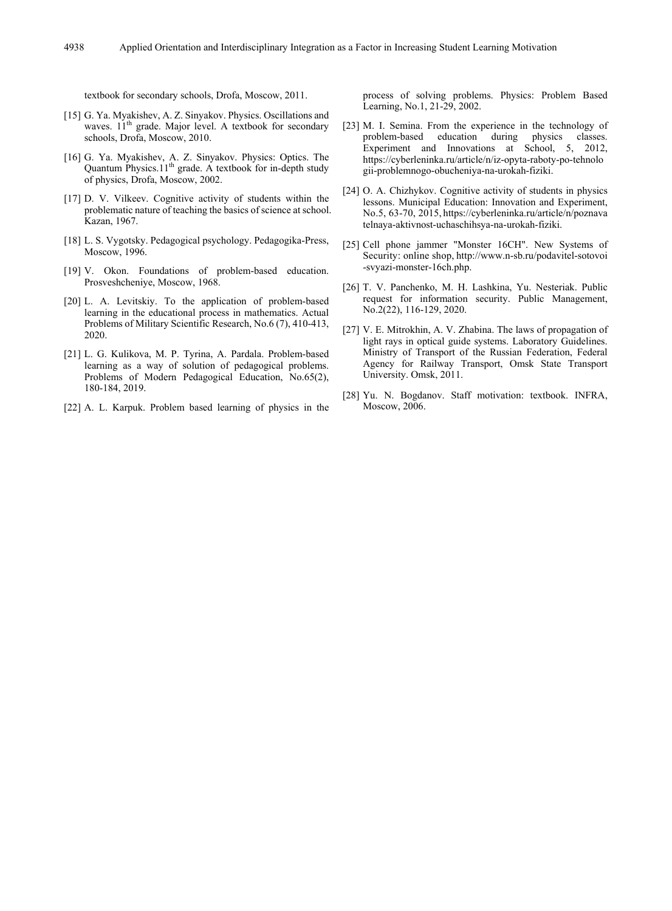textbook for secondary schools, Drofa, Moscow, 2011.

[15] G. Ya. Myakishev, A. Z. Sinyakov. Physics. Oscillations and waves. 11th grade. Major level. A textbook for secondary schools, Drofa, Moscow, 2010.

[16] G. Ya. Myakishev, A. Z. Sinyakov. Physics: Optics. The Quantum Physics.11th grade. A textbook for in-depth study of physics, Drofa, Moscow, 2002.

[17] D. V. Vilkeev. Cognitive activity of students within the problematic nature of teaching the basics of science at school. Kazan, 1967.

[18] L. S. Vygotsky. Pedagogical psychology. Pedagogika-Press, Moscow, 1996.

[19] V. Okon. Foundations of problem-based education. Prosveshcheniye, Moscow, 1968.

[20] L. A. Levitskiy. To the application of problem-based learning in the educational process in mathematics. Actual Problems of Military Scientific Research, No.6 (7), 410-413, 2020.

[21] L. G. Kulikova, M. P. Tyrina, A. Pardala. Problem-based learning as a way of solution of pedagogical problems. Problems of Modern Pedagogical Education, No.65(2), 180-184, 2019.

[22] A. L. Karpuk. Problem based learning of physics in the process of solving problems. Physics: Problem Based Learning, No.1, 21-29, 2002.

[23] M. I. Semina. From the experience in the technology of problem-based education during physics classes. Experiment and Innovations at School, 5, 2012, https://cyberleninka.ru/article/n/iz-opyta-raboty-po-tehnologii-problemnogo-obucheniya-na-urokah-fiziki.

[24] O. A. Chizhykov. Cognitive activity of students in physics lessons. Municipal Education: Innovation and Experiment, No.5, 63-70, 2015, https://cyberleninka.ru/article/n/poznavatelnaya-aktivnost-uchaschihsya-na-urokah-fiziki.

[25] Cell phone jammer "Monster 16CH". New Systems of Security: online shop, http://www.n-sb.ru/podavitel-sotovoi-svyazi-monster-16ch.php.

[26] T. V. Panchenko, M. H. Lashkina, Yu. Nesteriak. Public request for information security. Public Management, No.2(22), 116-129, 2020.

[27] V. E. Mitrokhin, A. V. Zhabina. The laws of propagation of light rays in optical guide systems. Laboratory Guidelines. Ministry of Transport of the Russian Federation, Federal Agency for Railway Transport, Omsk State Transport University. Omsk, 2011.

[28] Yu. N. Bogdanov. Staff motivation: textbook. INFRA, Moscow, 2006.